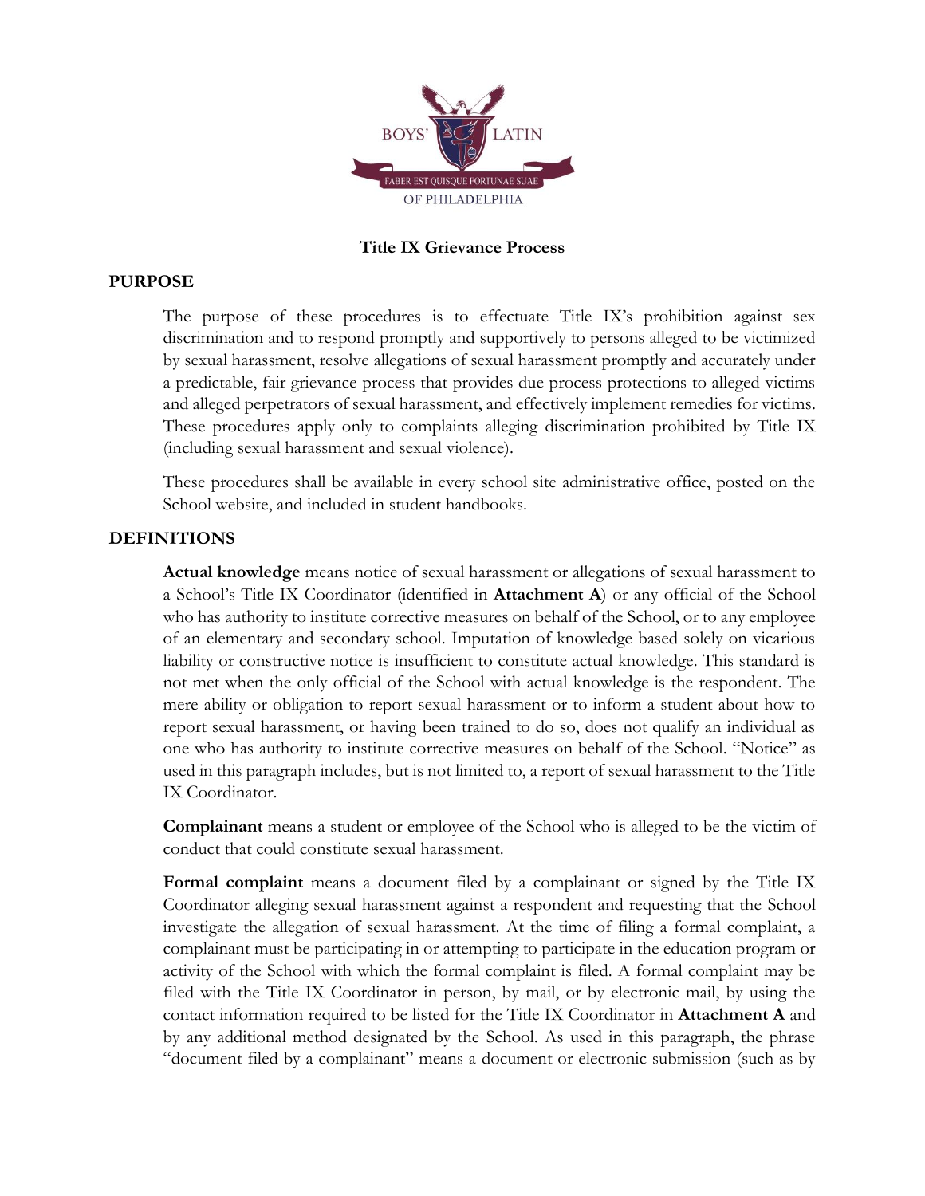# Title IX Grievance Process

## PURPOSE

The purpose of these procedures is to effectuate Title IX's prohibition against sex discrimination and to respond promptly and supportively to persons alleged to be victimized by sexual harassment, resolve allegations of sexual harassment promptly and accurately under a predictable, fair grievance process that provides due process protections to alleged victims and alleged perpetrators of sexual harassment, and effectively implement remedies for victims. These procedures apply only to complaints alleging discrimination prohibited by Title IX (including sexual harassment and sexual violence).

These procedures shall be available in every school site administrative office, posted on the School website, and included in student handbooks.

## DEFINITIONS

**Actual knowledge** means notice of sexual harassment or allegations of sexual harassment to a School's Title IX Coordinator (identified in **Attachment A**) or any official of the School who has authority to institute corrective measures on behalf of the School, or to any employee of an elementary and secondary school. Imputation of knowledge based solely on vicarious liability or constructive notice is insufficient to constitute actual knowledge. This standard is not met when the only official of the School with actual knowledge is the respondent. The mere ability or obligation to report sexual harassment or to inform a student about how to report sexual harassment, or having been trained to do so, does not qualify an individual as one who has authority to institute corrective measures on behalf of the School. "Notice" as used in this paragraph includes, but is not limited to, a report of sexual harassment to the Title IX Coordinator.

**Complainant** means a student or employee of the School who is alleged to be the victim of conduct that could constitute sexual harassment.

**Formal complaint** means a document filed by a complainant or signed by the Title IX Coordinator alleging sexual harassment against a respondent and requesting that the School investigate the allegation of sexual harassment. At the time of filing a formal complaint, a complainant must be participating in or attempting to participate in the education program or activity of the School with which the formal complaint is filed. A formal complaint may be filed with the Title IX Coordinator in person, by mail, or by electronic mail, by using the contact information required to be listed for the Title IX Coordinator in **Attachment A** and by any additional method designated by the School. As used in this paragraph, the phrase "document filed by a complainant" means a document or electronic submission (such as by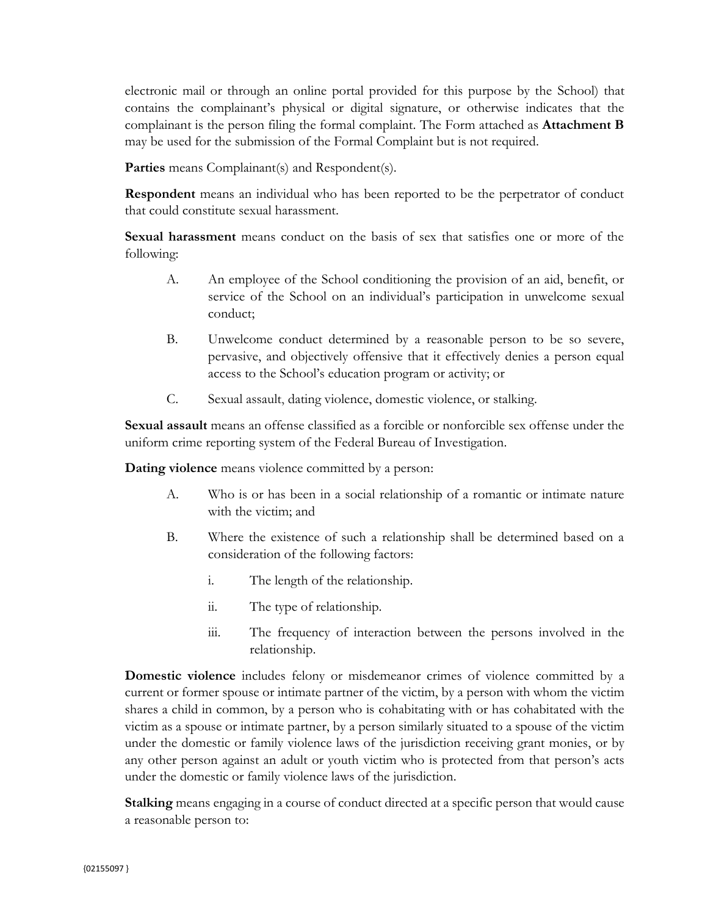electronic mail or through an online portal provided for this purpose by the School) that contains the complainant's physical or digital signature, or otherwise indicates that the complainant is the person filing the formal complaint. The Form attached as **Attachment B** may be used for the submission of the Formal Complaint but is not required.

**Parties** means Complainant(s) and Respondent(s).

**Respondent** means an individual who has been reported to be the perpetrator of conduct that could constitute sexual harassment.

**Sexual harassment** means conduct on the basis of sex that satisfies one or more of the following:

A. An employee of the School conditioning the provision of an aid, benefit, or service of the School on an individual's participation in unwelcome sexual conduct;

B. Unwelcome conduct determined by a reasonable person to be so severe, pervasive, and objectively offensive that it effectively denies a person equal access to the School's education program or activity; or

C. Sexual assault, dating violence, domestic violence, or stalking.

**Sexual assault** means an offense classified as a forcible or nonforcible sex offense under the uniform crime reporting system of the Federal Bureau of Investigation.

**Dating violence** means violence committed by a person:

A. Who is or has been in a social relationship of a romantic or intimate nature with the victim; and

B. Where the existence of such a relationship shall be determined based on a consideration of the following factors:

   i. The length of the relationship.

   ii. The type of relationship.

   iii. The frequency of interaction between the persons involved in the relationship.

**Domestic violence** includes felony or misdemeanor crimes of violence committed by a current or former spouse or intimate partner of the victim, by a person with whom the victim shares a child in common, by a person who is cohabitating with or has cohabitated with the victim as a spouse or intimate partner, by a person similarly situated to a spouse of the victim under the domestic or family violence laws of the jurisdiction receiving grant monies, or by any other person against an adult or youth victim who is protected from that person's acts under the domestic or family violence laws of the jurisdiction.

**Stalking** means engaging in a course of conduct directed at a specific person that would cause a reasonable person to: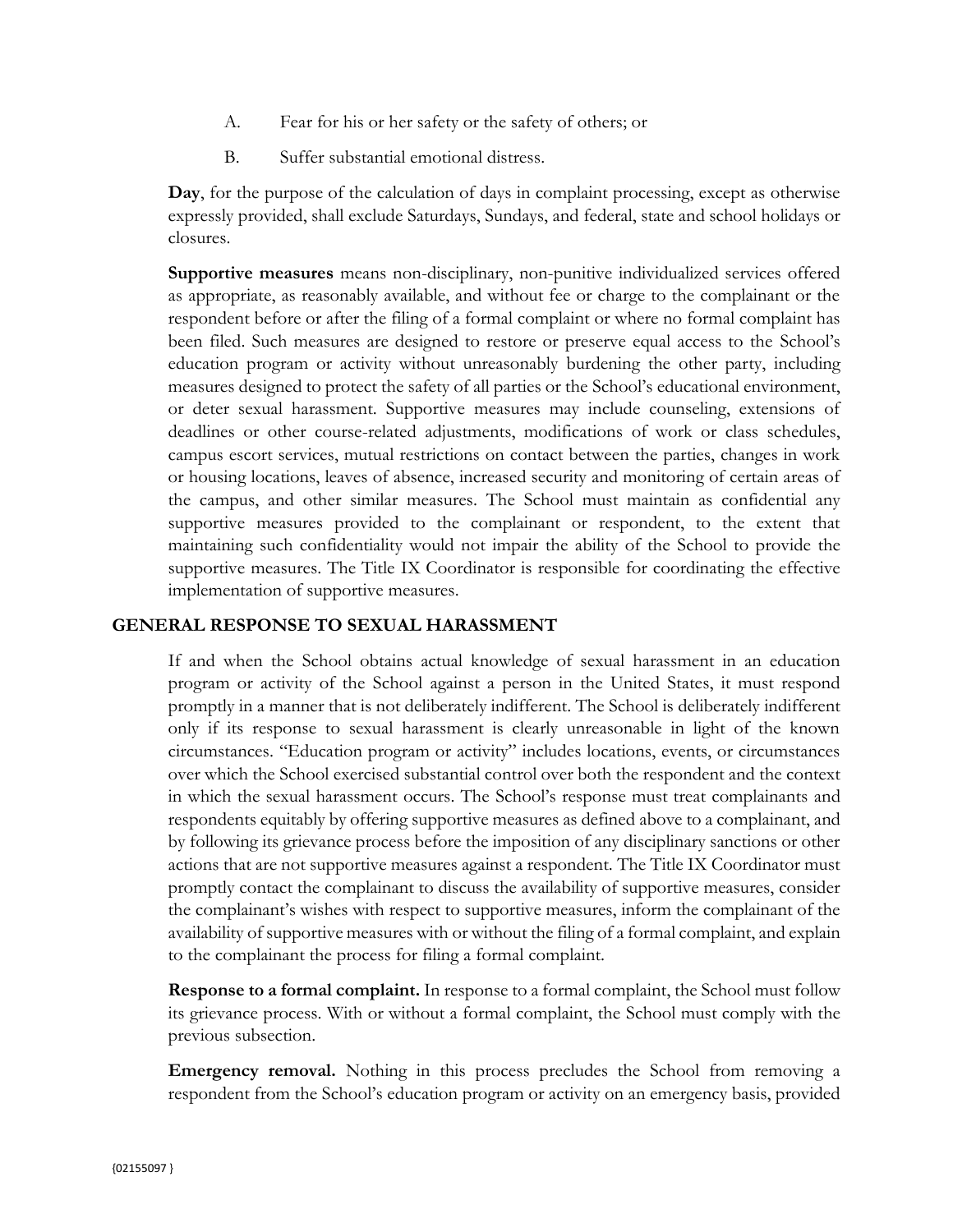A. Fear for his or her safety or the safety of others; or

B. Suffer substantial emotional distress.

**Day**, for the purpose of the calculation of days in complaint processing, except as otherwise expressly provided, shall exclude Saturdays, Sundays, and federal, state and school holidays or closures.

**Supportive measures** means non-disciplinary, non-punitive individualized services offered as appropriate, as reasonably available, and without fee or charge to the complainant or the respondent before or after the filing of a formal complaint or where no formal complaint has been filed. Such measures are designed to restore or preserve equal access to the School's education program or activity without unreasonably burdening the other party, including measures designed to protect the safety of all parties or the School's educational environment, or deter sexual harassment. Supportive measures may include counseling, extensions of deadlines or other course-related adjustments, modifications of work or class schedules, campus escort services, mutual restrictions on contact between the parties, changes in work or housing locations, leaves of absence, increased security and monitoring of certain areas of the campus, and other similar measures. The School must maintain as confidential any supportive measures provided to the complainant or respondent, to the extent that maintaining such confidentiality would not impair the ability of the School to provide the supportive measures. The Title IX Coordinator is responsible for coordinating the effective implementation of supportive measures.

## GENERAL RESPONSE TO SEXUAL HARASSMENT

If and when the School obtains actual knowledge of sexual harassment in an education program or activity of the School against a person in the United States, it must respond promptly in a manner that is not deliberately indifferent. The School is deliberately indifferent only if its response to sexual harassment is clearly unreasonable in light of the known circumstances. "Education program or activity" includes locations, events, or circumstances over which the School exercised substantial control over both the respondent and the context in which the sexual harassment occurs. The School's response must treat complainants and respondents equitably by offering supportive measures as defined above to a complainant, and by following its grievance process before the imposition of any disciplinary sanctions or other actions that are not supportive measures against a respondent. The Title IX Coordinator must promptly contact the complainant to discuss the availability of supportive measures, consider the complainant's wishes with respect to supportive measures, inform the complainant of the availability of supportive measures with or without the filing of a formal complaint, and explain to the complainant the process for filing a formal complaint.

**Response to a formal complaint.** In response to a formal complaint, the School must follow its grievance process. With or without a formal complaint, the School must comply with the previous subsection.

**Emergency removal.** Nothing in this process precludes the School from removing a respondent from the School's education program or activity on an emergency basis, provided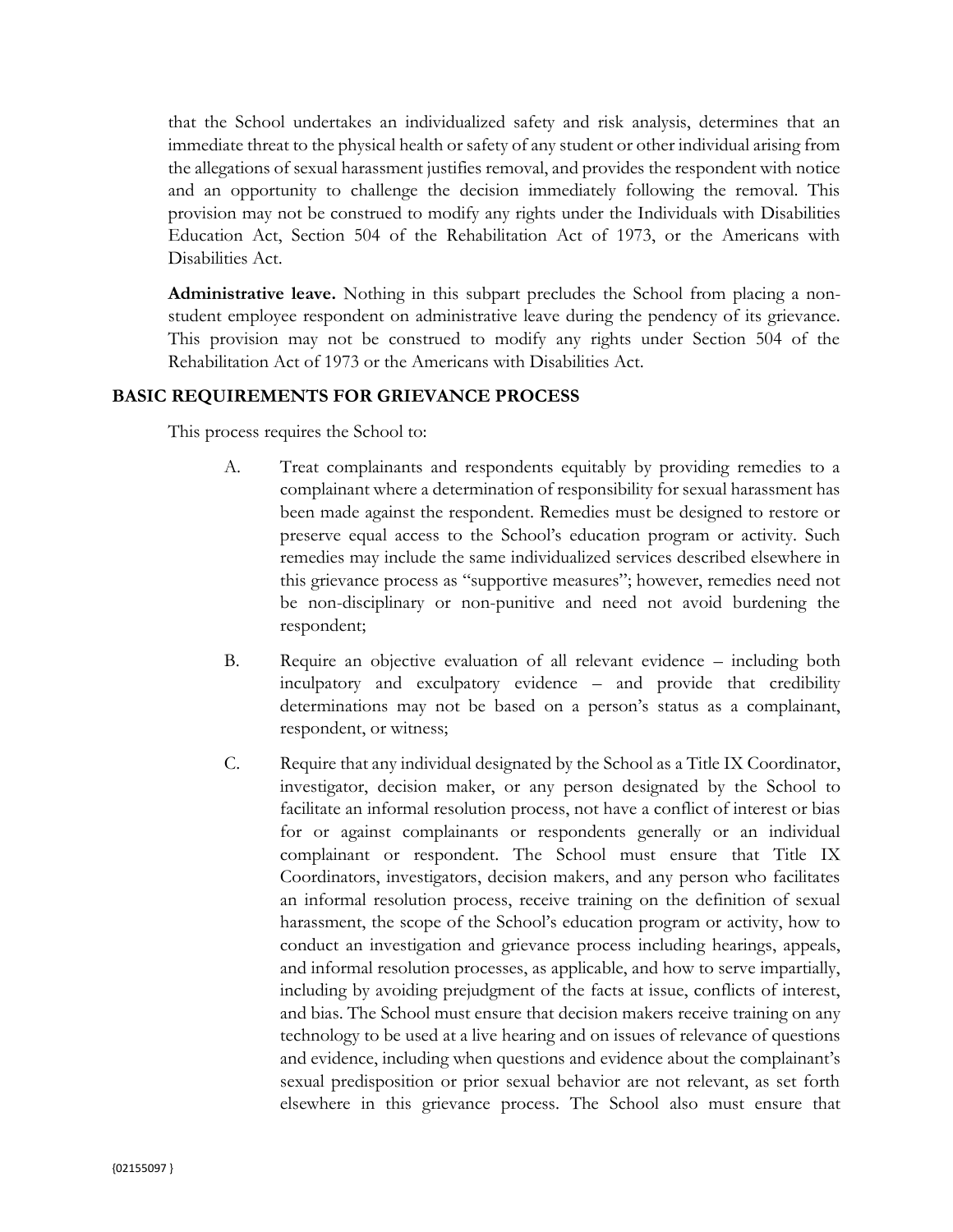that the School undertakes an individualized safety and risk analysis, determines that an immediate threat to the physical health or safety of any student or other individual arising from the allegations of sexual harassment justifies removal, and provides the respondent with notice and an opportunity to challenge the decision immediately following the removal. This provision may not be construed to modify any rights under the Individuals with Disabilities Education Act, Section 504 of the Rehabilitation Act of 1973, or the Americans with Disabilities Act.

**Administrative leave.** Nothing in this subpart precludes the School from placing a non-student employee respondent on administrative leave during the pendency of its grievance. This provision may not be construed to modify any rights under Section 504 of the Rehabilitation Act of 1973 or the Americans with Disabilities Act.

## BASIC REQUIREMENTS FOR GRIEVANCE PROCESS

This process requires the School to:

A. Treat complainants and respondents equitably by providing remedies to a complainant where a determination of responsibility for sexual harassment has been made against the respondent. Remedies must be designed to restore or preserve equal access to the School's education program or activity. Such remedies may include the same individualized services described elsewhere in this grievance process as "supportive measures"; however, remedies need not be non-disciplinary or non-punitive and need not avoid burdening the respondent;

B. Require an objective evaluation of all relevant evidence – including both inculpatory and exculpatory evidence – and provide that credibility determinations may not be based on a person's status as a complainant, respondent, or witness;

C. Require that any individual designated by the School as a Title IX Coordinator, investigator, decision maker, or any person designated by the School to facilitate an informal resolution process, not have a conflict of interest or bias for or against complainants or respondents generally or an individual complainant or respondent. The School must ensure that Title IX Coordinators, investigators, decision makers, and any person who facilitates an informal resolution process, receive training on the definition of sexual harassment, the scope of the School's education program or activity, how to conduct an investigation and grievance process including hearings, appeals, and informal resolution processes, as applicable, and how to serve impartially, including by avoiding prejudgment of the facts at issue, conflicts of interest, and bias. The School must ensure that decision makers receive training on any technology to be used at a live hearing and on issues of relevance of questions and evidence, including when questions and evidence about the complainant's sexual predisposition or prior sexual behavior are not relevant, as set forth elsewhere in this grievance process. The School also must ensure that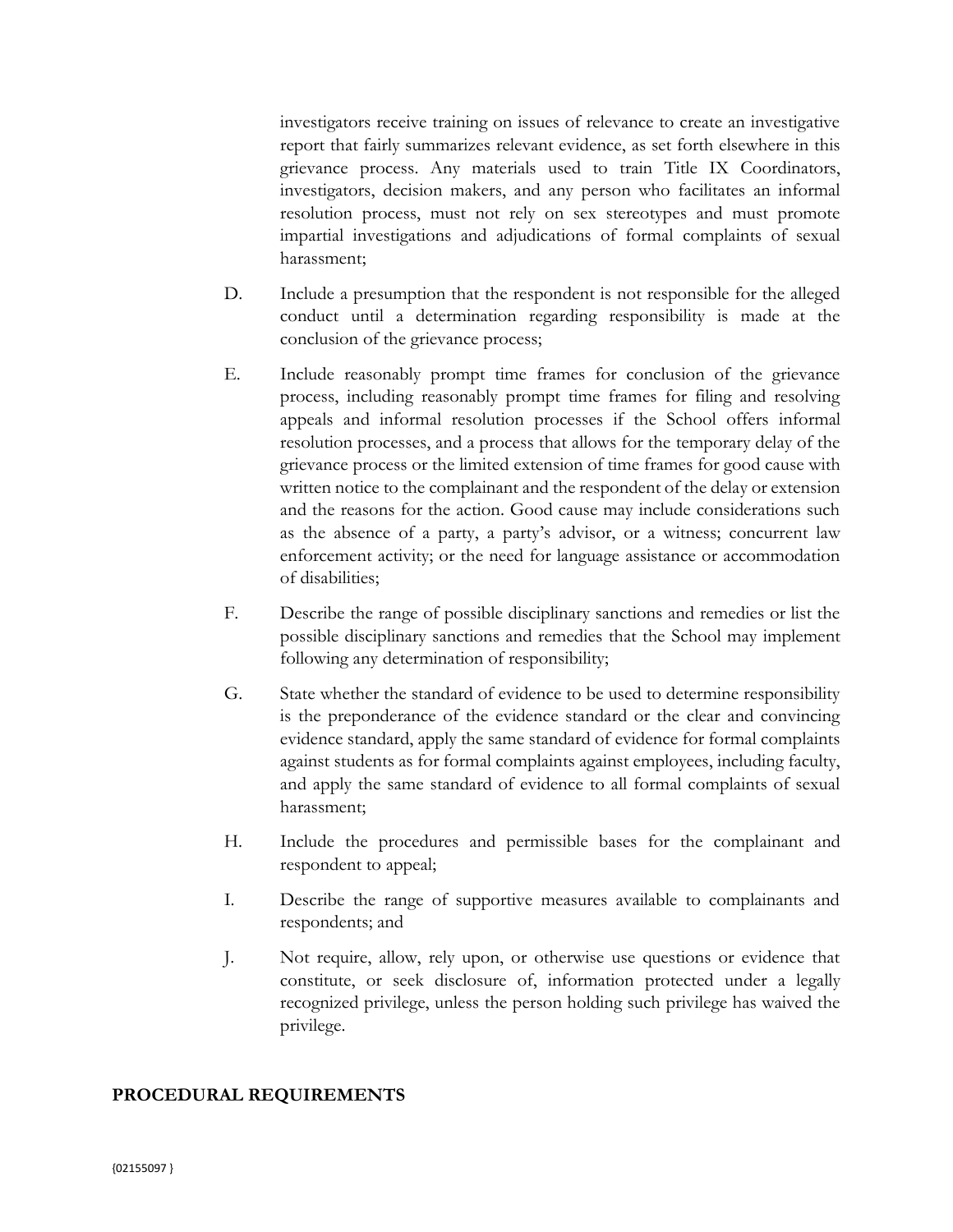investigators receive training on issues of relevance to create an investigative report that fairly summarizes relevant evidence, as set forth elsewhere in this grievance process. Any materials used to train Title IX Coordinators, investigators, decision makers, and any person who facilitates an informal resolution process, must not rely on sex stereotypes and must promote impartial investigations and adjudications of formal complaints of sexual harassment;

D. Include a presumption that the respondent is not responsible for the alleged conduct until a determination regarding responsibility is made at the conclusion of the grievance process;

E. Include reasonably prompt time frames for conclusion of the grievance process, including reasonably prompt time frames for filing and resolving appeals and informal resolution processes if the School offers informal resolution processes, and a process that allows for the temporary delay of the grievance process or the limited extension of time frames for good cause with written notice to the complainant and the respondent of the delay or extension and the reasons for the action. Good cause may include considerations such as the absence of a party, a party's advisor, or a witness; concurrent law enforcement activity; or the need for language assistance or accommodation of disabilities;

F. Describe the range of possible disciplinary sanctions and remedies or list the possible disciplinary sanctions and remedies that the School may implement following any determination of responsibility;

G. State whether the standard of evidence to be used to determine responsibility is the preponderance of the evidence standard or the clear and convincing evidence standard, apply the same standard of evidence for formal complaints against students as for formal complaints against employees, including faculty, and apply the same standard of evidence to all formal complaints of sexual harassment;

H. Include the procedures and permissible bases for the complainant and respondent to appeal;

I. Describe the range of supportive measures available to complainants and respondents; and

J. Not require, allow, rely upon, or otherwise use questions or evidence that constitute, or seek disclosure of, information protected under a legally recognized privilege, unless the person holding such privilege has waived the privilege.

## PROCEDURAL REQUIREMENTS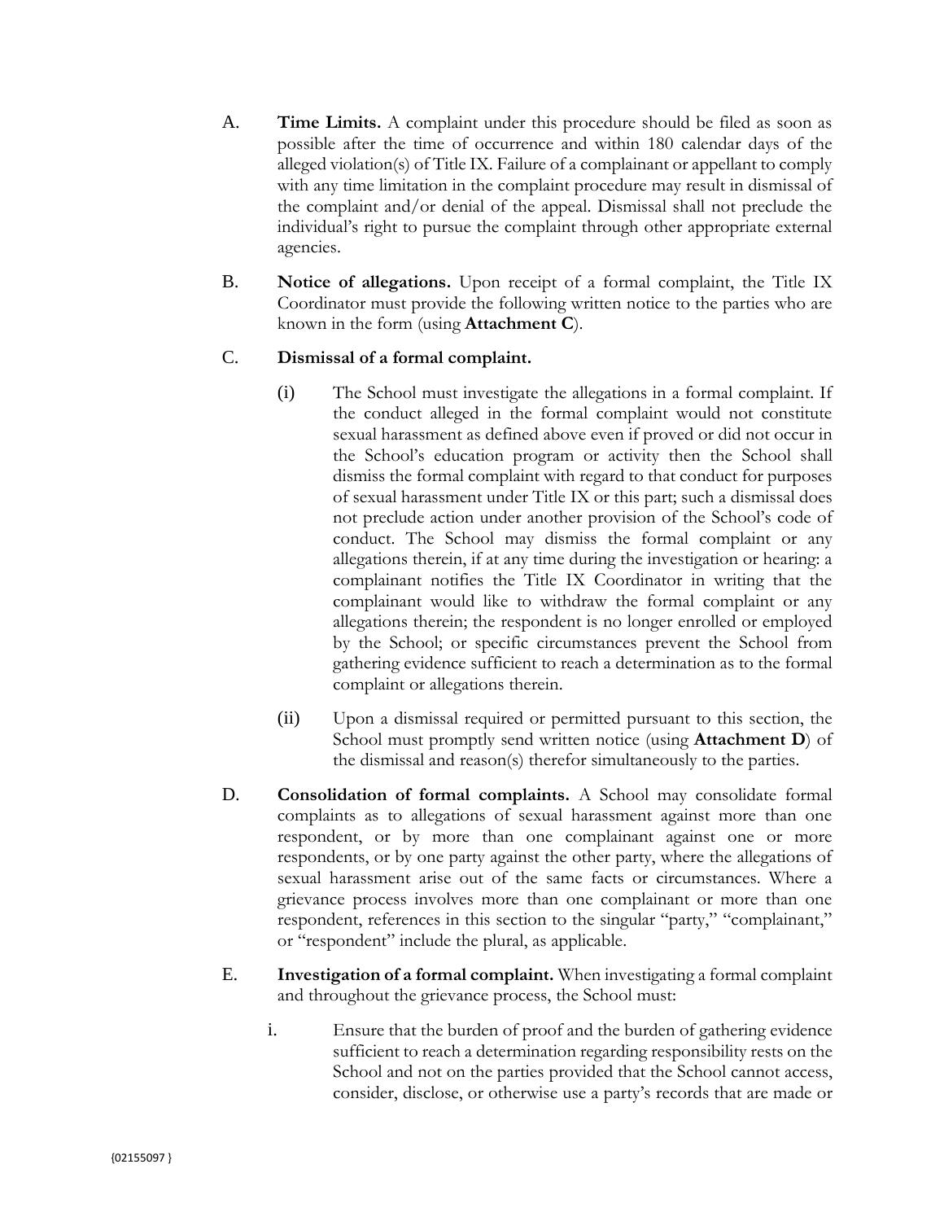A. **Time Limits.** A complaint under this procedure should be filed as soon as possible after the time of occurrence and within 180 calendar days of the alleged violation(s) of Title IX. Failure of a complainant or appellant to comply with any time limitation in the complaint procedure may result in dismissal of the complaint and/or denial of the appeal. Dismissal shall not preclude the individual's right to pursue the complaint through other appropriate external agencies.

B. **Notice of allegations.** Upon receipt of a formal complaint, the Title IX Coordinator must provide the following written notice to the parties who are known in the form (using **Attachment C**).

C. **Dismissal of a formal complaint.**

(i) The School must investigate the allegations in a formal complaint. If the conduct alleged in the formal complaint would not constitute sexual harassment as defined above even if proved or did not occur in the School's education program or activity then the School shall dismiss the formal complaint with regard to that conduct for purposes of sexual harassment under Title IX or this part; such a dismissal does not preclude action under another provision of the School's code of conduct. The School may dismiss the formal complaint or any allegations therein, if at any time during the investigation or hearing: a complainant notifies the Title IX Coordinator in writing that the complainant would like to withdraw the formal complaint or any allegations therein; the respondent is no longer enrolled or employed by the School; or specific circumstances prevent the School from gathering evidence sufficient to reach a determination as to the formal complaint or allegations therein.

(ii) Upon a dismissal required or permitted pursuant to this section, the School must promptly send written notice (using **Attachment D**) of the dismissal and reason(s) therefor simultaneously to the parties.

D. **Consolidation of formal complaints.** A School may consolidate formal complaints as to allegations of sexual harassment against more than one respondent, or by more than one complainant against one or more respondents, or by one party against the other party, where the allegations of sexual harassment arise out of the same facts or circumstances. Where a grievance process involves more than one complainant or more than one respondent, references in this section to the singular "party," "complainant," or "respondent" include the plural, as applicable.

E. **Investigation of a formal complaint.** When investigating a formal complaint and throughout the grievance process, the School must:

i. Ensure that the burden of proof and the burden of gathering evidence sufficient to reach a determination regarding responsibility rests on the School and not on the parties provided that the School cannot access, consider, disclose, or otherwise use a party's records that are made or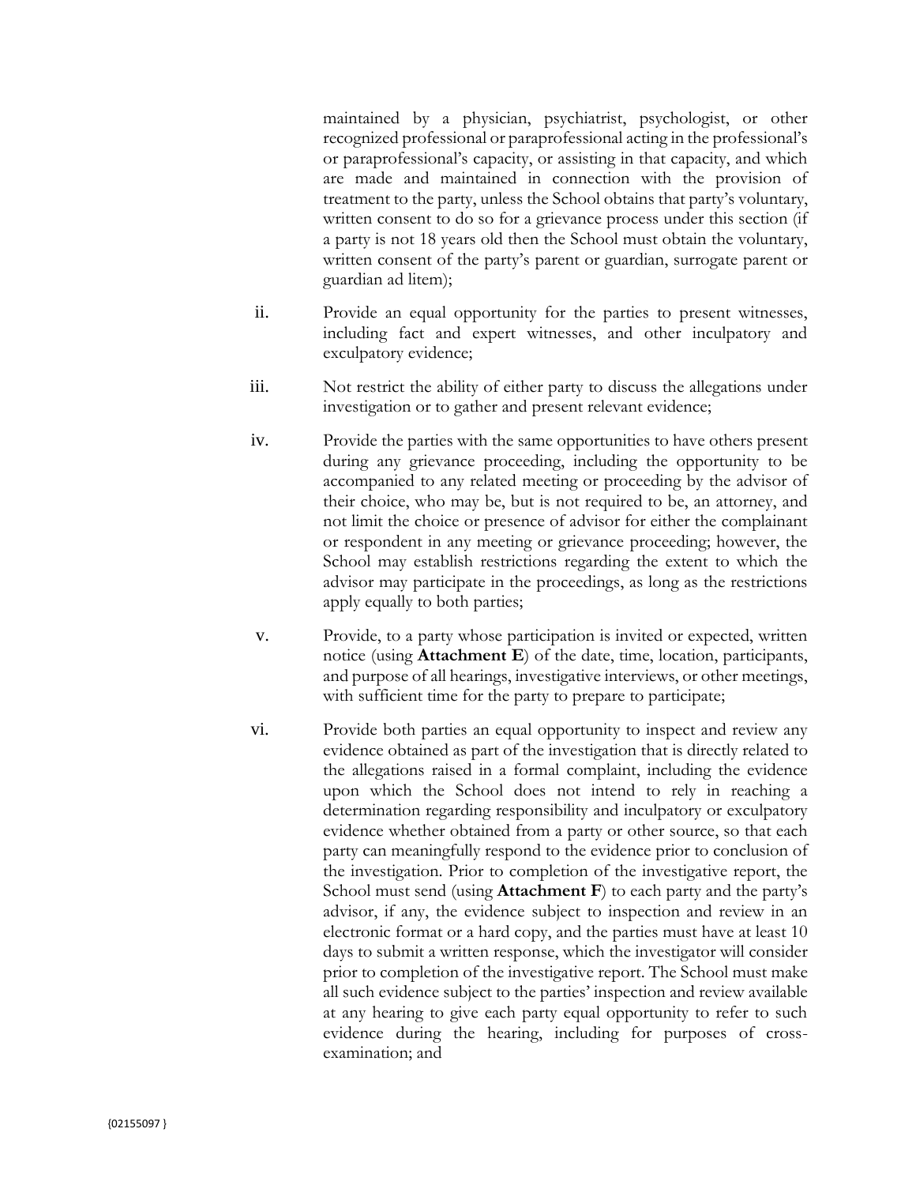maintained by a physician, psychiatrist, psychologist, or other recognized professional or paraprofessional acting in the professional's or paraprofessional's capacity, or assisting in that capacity, and which are made and maintained in connection with the provision of treatment to the party, unless the School obtains that party's voluntary, written consent to do so for a grievance process under this section (if a party is not 18 years old then the School must obtain the voluntary, written consent of the party's parent or guardian, surrogate parent or guardian ad litem);

ii. Provide an equal opportunity for the parties to present witnesses, including fact and expert witnesses, and other inculpatory and exculpatory evidence;

iii. Not restrict the ability of either party to discuss the allegations under investigation or to gather and present relevant evidence;

iv. Provide the parties with the same opportunities to have others present during any grievance proceeding, including the opportunity to be accompanied to any related meeting or proceeding by the advisor of their choice, who may be, but is not required to be, an attorney, and not limit the choice or presence of advisor for either the complainant or respondent in any meeting or grievance proceeding; however, the School may establish restrictions regarding the extent to which the advisor may participate in the proceedings, as long as the restrictions apply equally to both parties;

v. Provide, to a party whose participation is invited or expected, written notice (using **Attachment E**) of the date, time, location, participants, and purpose of all hearings, investigative interviews, or other meetings, with sufficient time for the party to prepare to participate;

vi. Provide both parties an equal opportunity to inspect and review any evidence obtained as part of the investigation that is directly related to the allegations raised in a formal complaint, including the evidence upon which the School does not intend to rely in reaching a determination regarding responsibility and inculpatory or exculpatory evidence whether obtained from a party or other source, so that each party can meaningfully respond to the evidence prior to conclusion of the investigation. Prior to completion of the investigative report, the School must send (using **Attachment F**) to each party and the party's advisor, if any, the evidence subject to inspection and review in an electronic format or a hard copy, and the parties must have at least 10 days to submit a written response, which the investigator will consider prior to completion of the investigative report. The School must make all such evidence subject to the parties' inspection and review available at any hearing to give each party equal opportunity to refer to such evidence during the hearing, including for purposes of cross-examination; and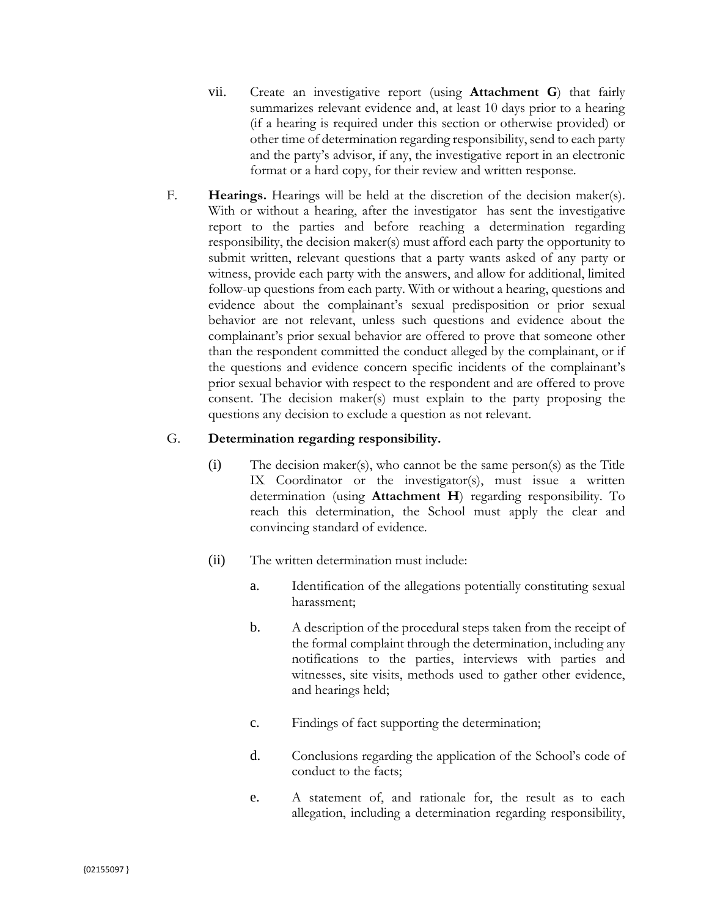vii. Create an investigative report (using **Attachment G**) that fairly summarizes relevant evidence and, at least 10 days prior to a hearing (if a hearing is required under this section or otherwise provided) or other time of determination regarding responsibility, send to each party and the party's advisor, if any, the investigative report in an electronic format or a hard copy, for their review and written response.

F. **Hearings.** Hearings will be held at the discretion of the decision maker(s). With or without a hearing, after the investigator has sent the investigative report to the parties and before reaching a determination regarding responsibility, the decision maker(s) must afford each party the opportunity to submit written, relevant questions that a party wants asked of any party or witness, provide each party with the answers, and allow for additional, limited follow-up questions from each party. With or without a hearing, questions and evidence about the complainant's sexual predisposition or prior sexual behavior are not relevant, unless such questions and evidence about the complainant's prior sexual behavior are offered to prove that someone other than the respondent committed the conduct alleged by the complainant, or if the questions and evidence concern specific incidents of the complainant's prior sexual behavior with respect to the respondent and are offered to prove consent. The decision maker(s) must explain to the party proposing the questions any decision to exclude a question as not relevant.

G. **Determination regarding responsibility.**

(i) The decision maker(s), who cannot be the same person(s) as the Title IX Coordinator or the investigator(s), must issue a written determination (using **Attachment H**) regarding responsibility. To reach this determination, the School must apply the clear and convincing standard of evidence.

(ii) The written determination must include:

a. Identification of the allegations potentially constituting sexual harassment;

b. A description of the procedural steps taken from the receipt of the formal complaint through the determination, including any notifications to the parties, interviews with parties and witnesses, site visits, methods used to gather other evidence, and hearings held;

c. Findings of fact supporting the determination;

d. Conclusions regarding the application of the School's code of conduct to the facts;

e. A statement of, and rationale for, the result as to each allegation, including a determination regarding responsibility,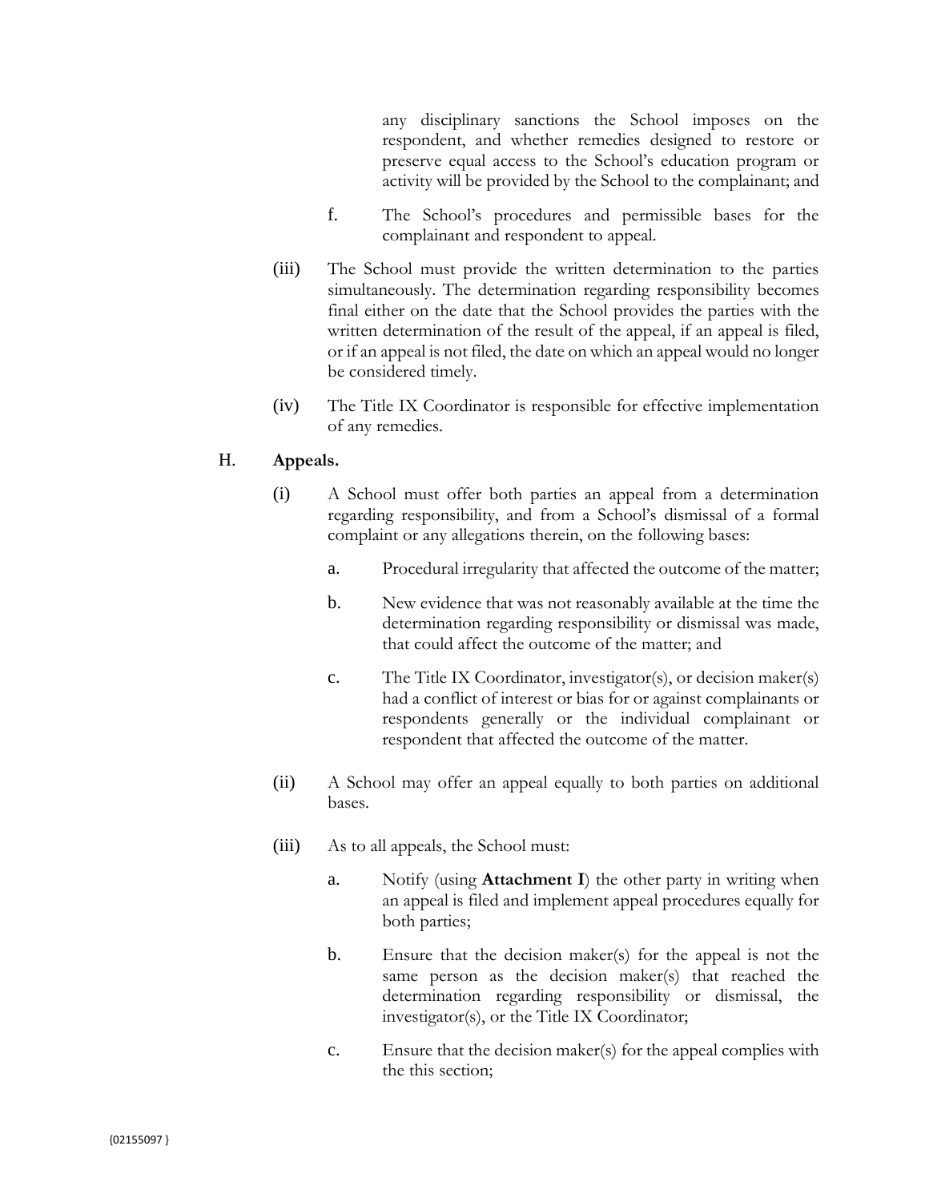any disciplinary sanctions the School imposes on the respondent, and whether remedies designed to restore or preserve equal access to the School's education program or activity will be provided by the School to the complainant; and

f. The School's procedures and permissible bases for the complainant and respondent to appeal.

(iii) The School must provide the written determination to the parties simultaneously. The determination regarding responsibility becomes final either on the date that the School provides the parties with the written determination of the result of the appeal, if an appeal is filed, or if an appeal is not filed, the date on which an appeal would no longer be considered timely.

(iv) The Title IX Coordinator is responsible for effective implementation of any remedies.

H. **Appeals.**

(i) A School must offer both parties an appeal from a determination regarding responsibility, and from a School's dismissal of a formal complaint or any allegations therein, on the following bases:

a. Procedural irregularity that affected the outcome of the matter;

b. New evidence that was not reasonably available at the time the determination regarding responsibility or dismissal was made, that could affect the outcome of the matter; and

c. The Title IX Coordinator, investigator(s), or decision maker(s) had a conflict of interest or bias for or against complainants or respondents generally or the individual complainant or respondent that affected the outcome of the matter.

(ii) A School may offer an appeal equally to both parties on additional bases.

(iii) As to all appeals, the School must:

a. Notify (using **Attachment I**) the other party in writing when an appeal is filed and implement appeal procedures equally for both parties;

b. Ensure that the decision maker(s) for the appeal is not the same person as the decision maker(s) that reached the determination regarding responsibility or dismissal, the investigator(s), or the Title IX Coordinator;

c. Ensure that the decision maker(s) for the appeal complies with the this section;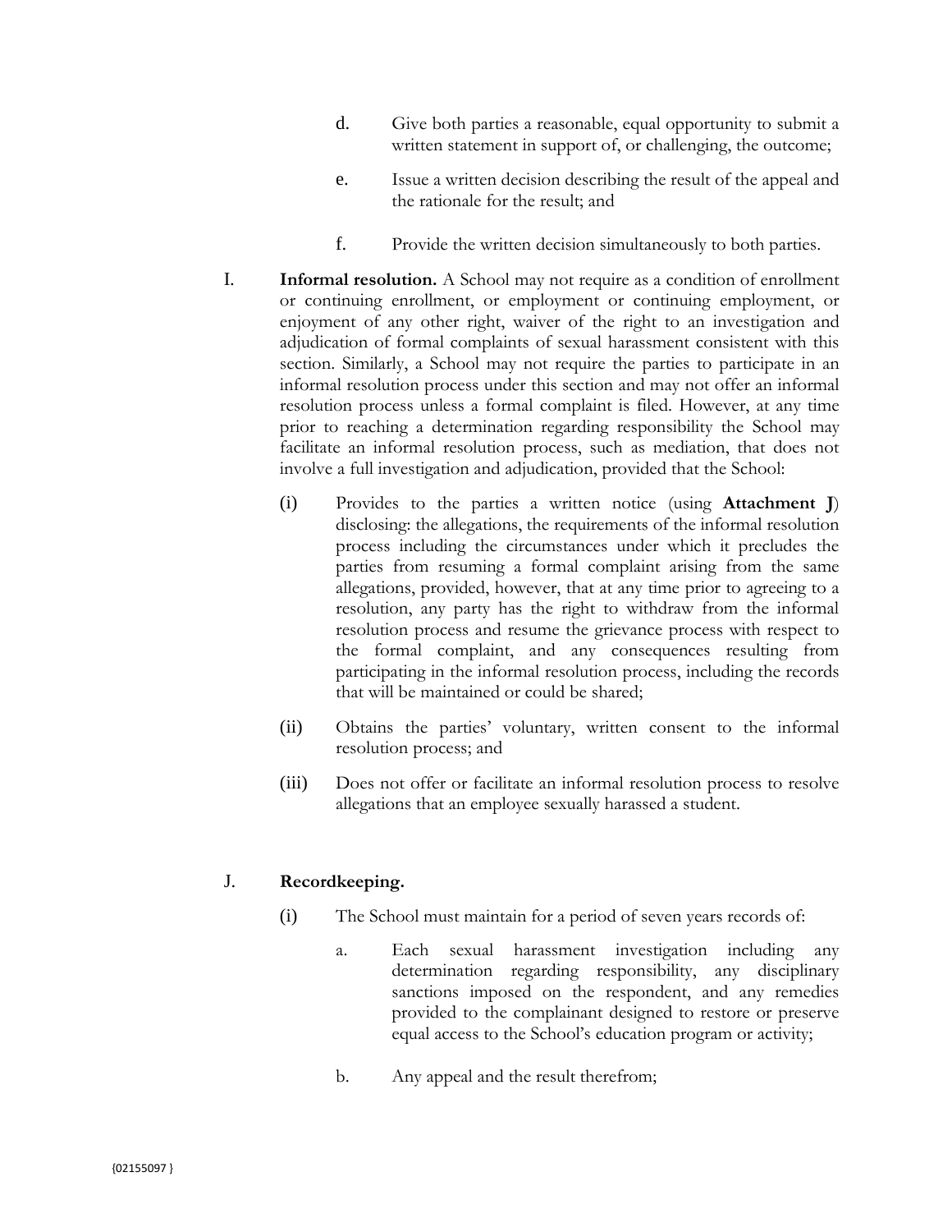d. Give both parties a reasonable, equal opportunity to submit a written statement in support of, or challenging, the outcome;

e. Issue a written decision describing the result of the appeal and the rationale for the result; and

f. Provide the written decision simultaneously to both parties.

I. **Informal resolution.** A School may not require as a condition of enrollment or continuing enrollment, or employment or continuing employment, or enjoyment of any other right, waiver of the right to an investigation and adjudication of formal complaints of sexual harassment consistent with this section. Similarly, a School may not require the parties to participate in an informal resolution process under this section and may not offer an informal resolution process unless a formal complaint is filed. However, at any time prior to reaching a determination regarding responsibility the School may facilitate an informal resolution process, such as mediation, that does not involve a full investigation and adjudication, provided that the School:

(i) Provides to the parties a written notice (using **Attachment J**) disclosing: the allegations, the requirements of the informal resolution process including the circumstances under which it precludes the parties from resuming a formal complaint arising from the same allegations, provided, however, that at any time prior to agreeing to a resolution, any party has the right to withdraw from the informal resolution process and resume the grievance process with respect to the formal complaint, and any consequences resulting from participating in the informal resolution process, including the records that will be maintained or could be shared;

(ii) Obtains the parties' voluntary, written consent to the informal resolution process; and

(iii) Does not offer or facilitate an informal resolution process to resolve allegations that an employee sexually harassed a student.

J. **Recordkeeping.**

(i) The School must maintain for a period of seven years records of:

a. Each sexual harassment investigation including any determination regarding responsibility, any disciplinary sanctions imposed on the respondent, and any remedies provided to the complainant designed to restore or preserve equal access to the School's education program or activity;

b. Any appeal and the result therefrom;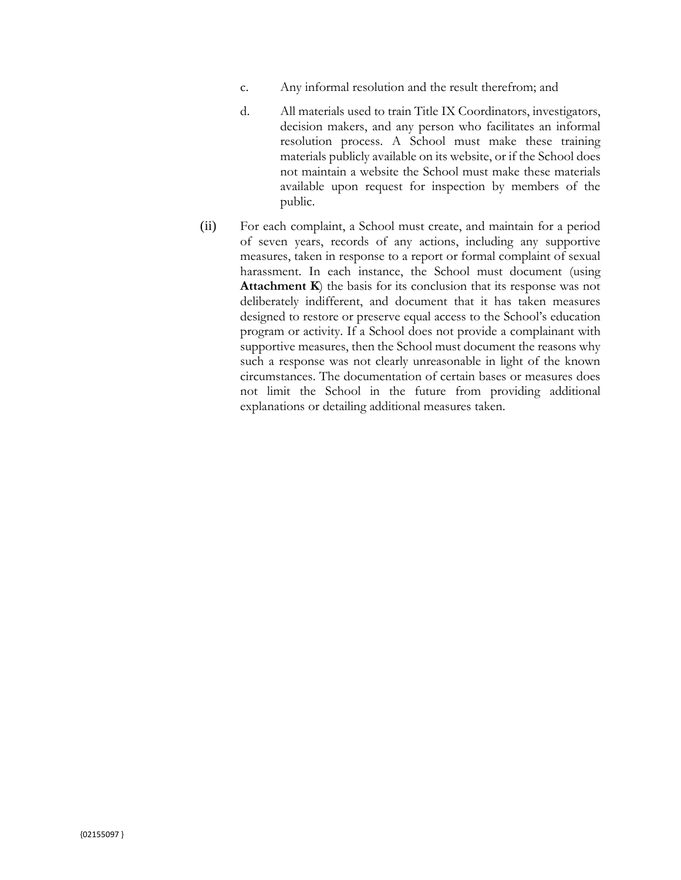c. Any informal resolution and the result therefrom; and

d. All materials used to train Title IX Coordinators, investigators, decision makers, and any person who facilitates an informal resolution process. A School must make these training materials publicly available on its website, or if the School does not maintain a website the School must make these materials available upon request for inspection by members of the public.

(ii) For each complaint, a School must create, and maintain for a period of seven years, records of any actions, including any supportive measures, taken in response to a report or formal complaint of sexual harassment. In each instance, the School must document (using **Attachment K**) the basis for its conclusion that its response was not deliberately indifferent, and document that it has taken measures designed to restore or preserve equal access to the School's education program or activity. If a School does not provide a complainant with supportive measures, then the School must document the reasons why such a response was not clearly unreasonable in light of the known circumstances. The documentation of certain bases or measures does not limit the School in the future from providing additional explanations or detailing additional measures taken.